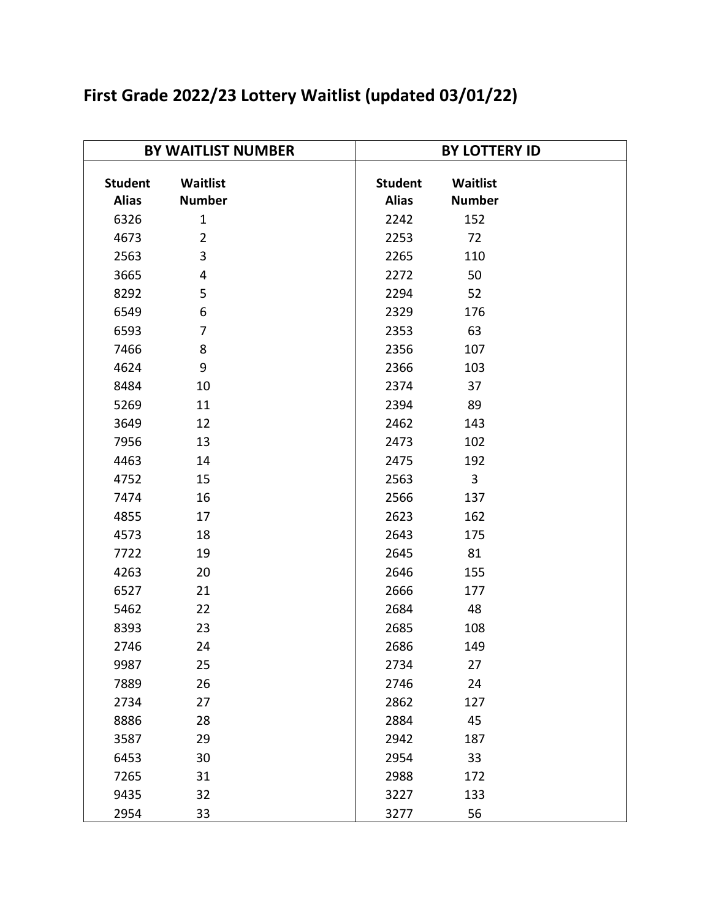# First Grade 2022/23 Lottery Waitlist (updated 03/01/22)

| BY WAITLIST NUMBER | | BY LOTTERY ID | |
|---|---|---|---|
| **Student Alias** | **Waitlist Number** | **Student Alias** | **Waitlist Number** |
| 6326 | 1 | 2242 | 152 |
| 4673 | 2 | 2253 | 72 |
| 2563 | 3 | 2265 | 110 |
| 3665 | 4 | 2272 | 50 |
| 8292 | 5 | 2294 | 52 |
| 6549 | 6 | 2329 | 176 |
| 6593 | 7 | 2353 | 63 |
| 7466 | 8 | 2356 | 107 |
| 4624 | 9 | 2366 | 103 |
| 8484 | 10 | 2374 | 37 |
| 5269 | 11 | 2394 | 89 |
| 3649 | 12 | 2462 | 143 |
| 7956 | 13 | 2473 | 102 |
| 4463 | 14 | 2475 | 192 |
| 4752 | 15 | 2563 | 3 |
| 7474 | 16 | 2566 | 137 |
| 4855 | 17 | 2623 | 162 |
| 4573 | 18 | 2643 | 175 |
| 7722 | 19 | 2645 | 81 |
| 4263 | 20 | 2646 | 155 |
| 6527 | 21 | 2666 | 177 |
| 5462 | 22 | 2684 | 48 |
| 8393 | 23 | 2685 | 108 |
| 2746 | 24 | 2686 | 149 |
| 9987 | 25 | 2734 | 27 |
| 7889 | 26 | 2746 | 24 |
| 2734 | 27 | 2862 | 127 |
| 8886 | 28 | 2884 | 45 |
| 3587 | 29 | 2942 | 187 |
| 6453 | 30 | 2954 | 33 |
| 7265 | 31 | 2988 | 172 |
| 9435 | 32 | 3227 | 133 |
| 2954 | 33 | 3277 | 56 |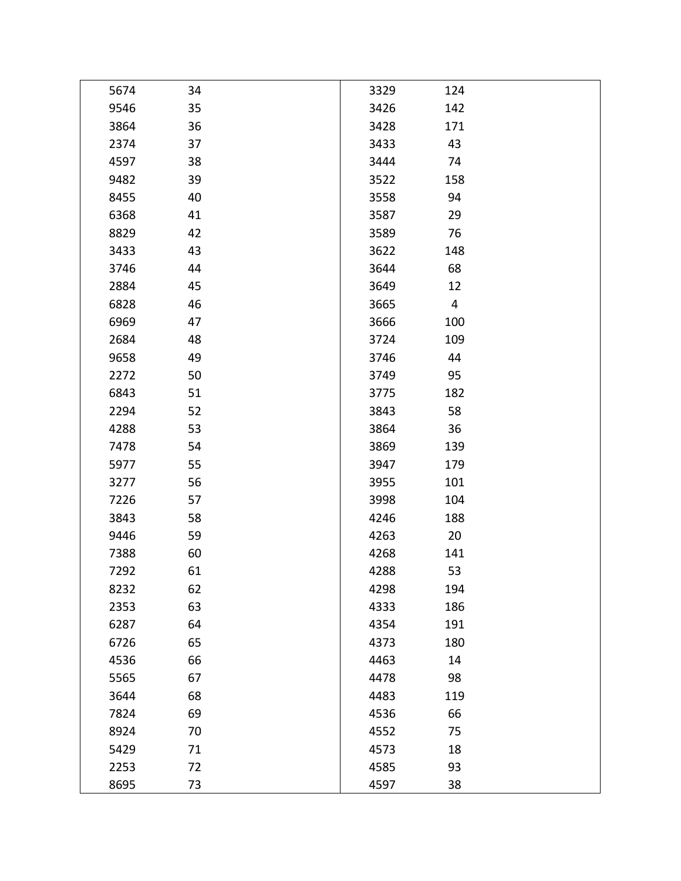| | | | |
|---|---|---|---|
| 5674 | 34 | 3329 | 124 |
| 9546 | 35 | 3426 | 142 |
| 3864 | 36 | 3428 | 171 |
| 2374 | 37 | 3433 | 43 |
| 4597 | 38 | 3444 | 74 |
| 9482 | 39 | 3522 | 158 |
| 8455 | 40 | 3558 | 94 |
| 6368 | 41 | 3587 | 29 |
| 8829 | 42 | 3589 | 76 |
| 3433 | 43 | 3622 | 148 |
| 3746 | 44 | 3644 | 68 |
| 2884 | 45 | 3649 | 12 |
| 6828 | 46 | 3665 | 4 |
| 6969 | 47 | 3666 | 100 |
| 2684 | 48 | 3724 | 109 |
| 9658 | 49 | 3746 | 44 |
| 2272 | 50 | 3749 | 95 |
| 6843 | 51 | 3775 | 182 |
| 2294 | 52 | 3843 | 58 |
| 4288 | 53 | 3864 | 36 |
| 7478 | 54 | 3869 | 139 |
| 5977 | 55 | 3947 | 179 |
| 3277 | 56 | 3955 | 101 |
| 7226 | 57 | 3998 | 104 |
| 3843 | 58 | 4246 | 188 |
| 9446 | 59 | 4263 | 20 |
| 7388 | 60 | 4268 | 141 |
| 7292 | 61 | 4288 | 53 |
| 8232 | 62 | 4298 | 194 |
| 2353 | 63 | 4333 | 186 |
| 6287 | 64 | 4354 | 191 |
| 6726 | 65 | 4373 | 180 |
| 4536 | 66 | 4463 | 14 |
| 5565 | 67 | 4478 | 98 |
| 3644 | 68 | 4483 | 119 |
| 7824 | 69 | 4536 | 66 |
| 8924 | 70 | 4552 | 75 |
| 5429 | 71 | 4573 | 18 |
| 2253 | 72 | 4585 | 93 |
| 8695 | 73 | 4597 | 38 |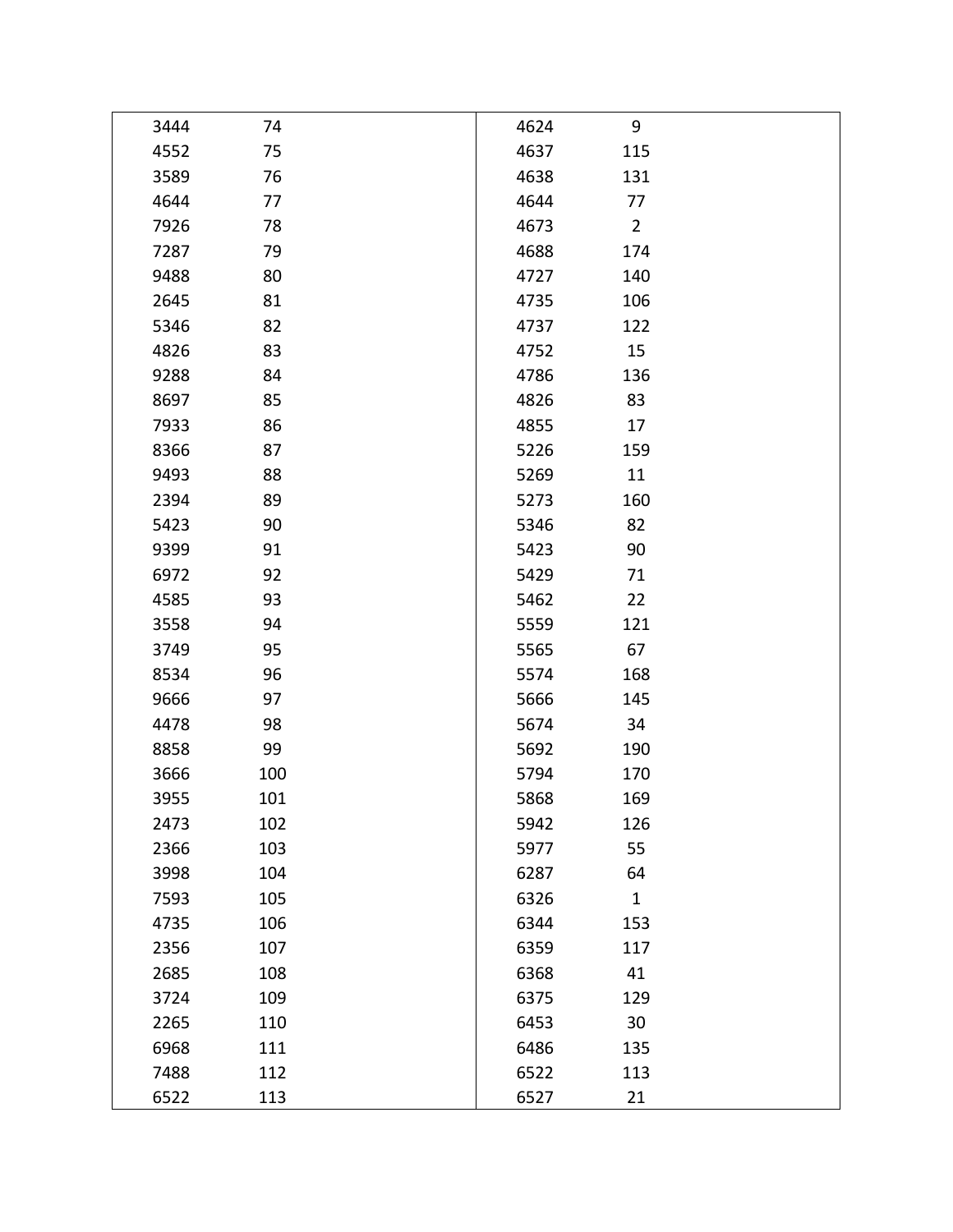| | | | |
|---|---|---|---|
| 3444 | 74 | 4624 | 9 |
| 4552 | 75 | 4637 | 115 |
| 3589 | 76 | 4638 | 131 |
| 4644 | 77 | 4644 | 77 |
| 7926 | 78 | 4673 | 2 |
| 7287 | 79 | 4688 | 174 |
| 9488 | 80 | 4727 | 140 |
| 2645 | 81 | 4735 | 106 |
| 5346 | 82 | 4737 | 122 |
| 4826 | 83 | 4752 | 15 |
| 9288 | 84 | 4786 | 136 |
| 8697 | 85 | 4826 | 83 |
| 7933 | 86 | 4855 | 17 |
| 8366 | 87 | 5226 | 159 |
| 9493 | 88 | 5269 | 11 |
| 2394 | 89 | 5273 | 160 |
| 5423 | 90 | 5346 | 82 |
| 9399 | 91 | 5423 | 90 |
| 6972 | 92 | 5429 | 71 |
| 4585 | 93 | 5462 | 22 |
| 3558 | 94 | 5559 | 121 |
| 3749 | 95 | 5565 | 67 |
| 8534 | 96 | 5574 | 168 |
| 9666 | 97 | 5666 | 145 |
| 4478 | 98 | 5674 | 34 |
| 8858 | 99 | 5692 | 190 |
| 3666 | 100 | 5794 | 170 |
| 3955 | 101 | 5868 | 169 |
| 2473 | 102 | 5942 | 126 |
| 2366 | 103 | 5977 | 55 |
| 3998 | 104 | 6287 | 64 |
| 7593 | 105 | 6326 | 1 |
| 4735 | 106 | 6344 | 153 |
| 2356 | 107 | 6359 | 117 |
| 2685 | 108 | 6368 | 41 |
| 3724 | 109 | 6375 | 129 |
| 2265 | 110 | 6453 | 30 |
| 6968 | 111 | 6486 | 135 |
| 7488 | 112 | 6522 | 113 |
| 6522 | 113 | 6527 | 21 |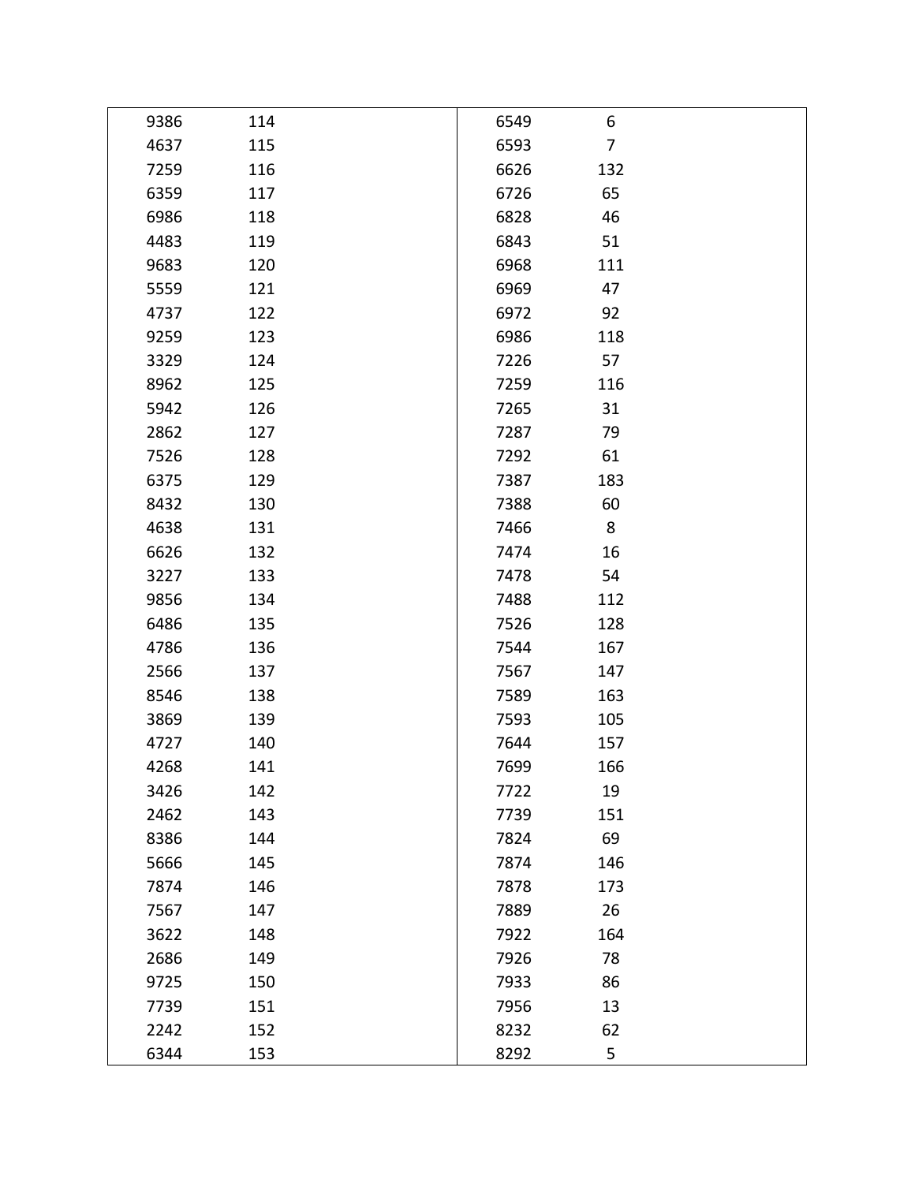| | | | |
|---|---|---|---|
| 9386 | 114 | 6549 | 6 |
| 4637 | 115 | 6593 | 7 |
| 7259 | 116 | 6626 | 132 |
| 6359 | 117 | 6726 | 65 |
| 6986 | 118 | 6828 | 46 |
| 4483 | 119 | 6843 | 51 |
| 9683 | 120 | 6968 | 111 |
| 5559 | 121 | 6969 | 47 |
| 4737 | 122 | 6972 | 92 |
| 9259 | 123 | 6986 | 118 |
| 3329 | 124 | 7226 | 57 |
| 8962 | 125 | 7259 | 116 |
| 5942 | 126 | 7265 | 31 |
| 2862 | 127 | 7287 | 79 |
| 7526 | 128 | 7292 | 61 |
| 6375 | 129 | 7387 | 183 |
| 8432 | 130 | 7388 | 60 |
| 4638 | 131 | 7466 | 8 |
| 6626 | 132 | 7474 | 16 |
| 3227 | 133 | 7478 | 54 |
| 9856 | 134 | 7488 | 112 |
| 6486 | 135 | 7526 | 128 |
| 4786 | 136 | 7544 | 167 |
| 2566 | 137 | 7567 | 147 |
| 8546 | 138 | 7589 | 163 |
| 3869 | 139 | 7593 | 105 |
| 4727 | 140 | 7644 | 157 |
| 4268 | 141 | 7699 | 166 |
| 3426 | 142 | 7722 | 19 |
| 2462 | 143 | 7739 | 151 |
| 8386 | 144 | 7824 | 69 |
| 5666 | 145 | 7874 | 146 |
| 7874 | 146 | 7878 | 173 |
| 7567 | 147 | 7889 | 26 |
| 3622 | 148 | 7922 | 164 |
| 2686 | 149 | 7926 | 78 |
| 9725 | 150 | 7933 | 86 |
| 7739 | 151 | 7956 | 13 |
| 2242 | 152 | 8232 | 62 |
| 6344 | 153 | 8292 | 5 |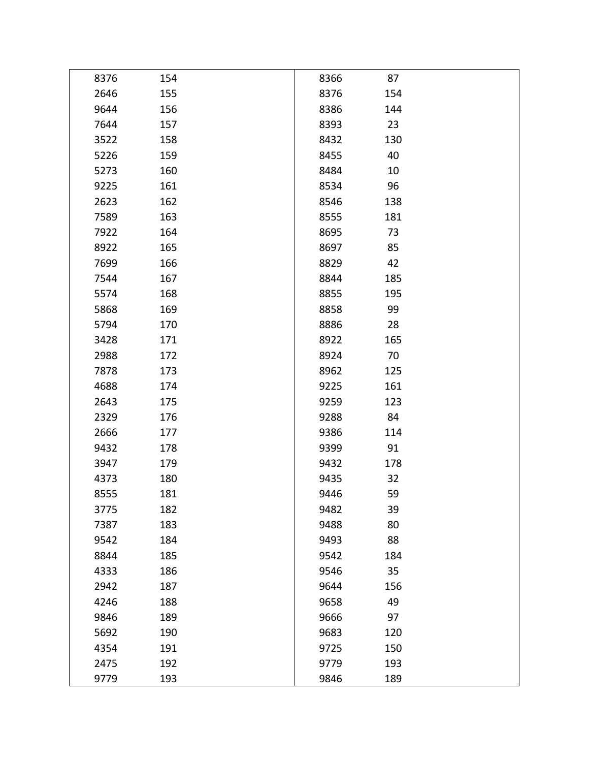| | | | |
|---|---|---|---|
| 8376 | 154 | 8366 | 87 |
| 2646 | 155 | 8376 | 154 |
| 9644 | 156 | 8386 | 144 |
| 7644 | 157 | 8393 | 23 |
| 3522 | 158 | 8432 | 130 |
| 5226 | 159 | 8455 | 40 |
| 5273 | 160 | 8484 | 10 |
| 9225 | 161 | 8534 | 96 |
| 2623 | 162 | 8546 | 138 |
| 7589 | 163 | 8555 | 181 |
| 7922 | 164 | 8695 | 73 |
| 8922 | 165 | 8697 | 85 |
| 7699 | 166 | 8829 | 42 |
| 7544 | 167 | 8844 | 185 |
| 5574 | 168 | 8855 | 195 |
| 5868 | 169 | 8858 | 99 |
| 5794 | 170 | 8886 | 28 |
| 3428 | 171 | 8922 | 165 |
| 2988 | 172 | 8924 | 70 |
| 7878 | 173 | 8962 | 125 |
| 4688 | 174 | 9225 | 161 |
| 2643 | 175 | 9259 | 123 |
| 2329 | 176 | 9288 | 84 |
| 2666 | 177 | 9386 | 114 |
| 9432 | 178 | 9399 | 91 |
| 3947 | 179 | 9432 | 178 |
| 4373 | 180 | 9435 | 32 |
| 8555 | 181 | 9446 | 59 |
| 3775 | 182 | 9482 | 39 |
| 7387 | 183 | 9488 | 80 |
| 9542 | 184 | 9493 | 88 |
| 8844 | 185 | 9542 | 184 |
| 4333 | 186 | 9546 | 35 |
| 2942 | 187 | 9644 | 156 |
| 4246 | 188 | 9658 | 49 |
| 9846 | 189 | 9666 | 97 |
| 5692 | 190 | 9683 | 120 |
| 4354 | 191 | 9725 | 150 |
| 2475 | 192 | 9779 | 193 |
| 9779 | 193 | 9846 | 189 |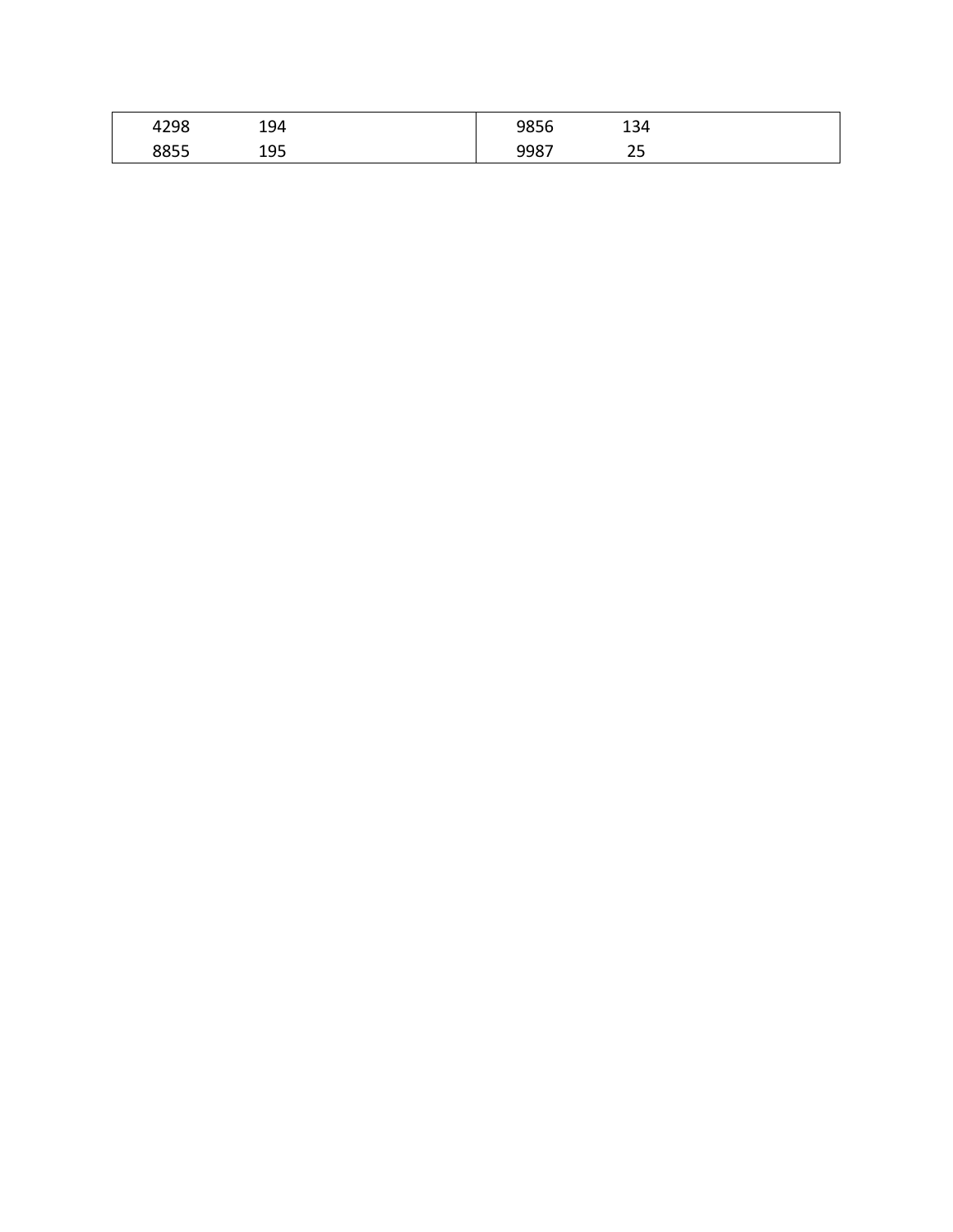| | | | |
|---|---|---|---|
| 4298 | 194 | 9856 | 134 |
| 8855 | 195 | 9987 | 25 |